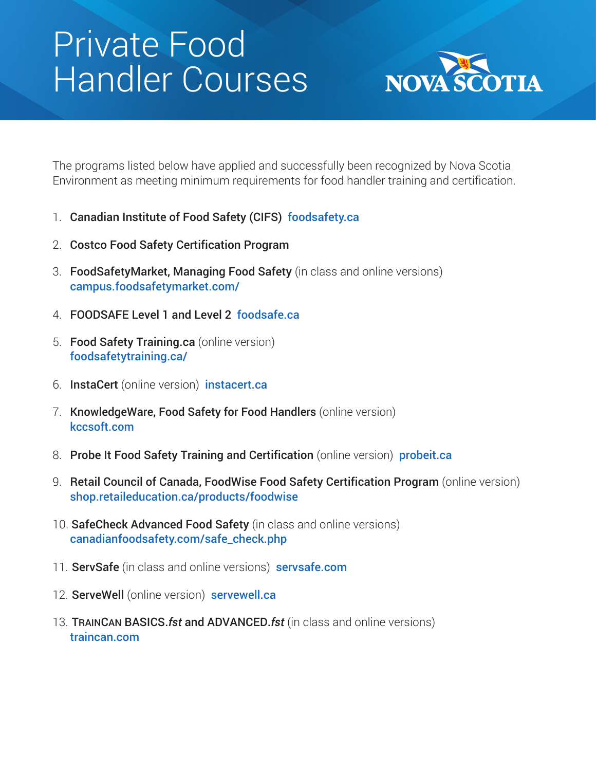# Private Food Handler Courses

NOVA SCOTIA

The programs listed below have applied and successfully been recognized by Nova Scotia Environment as meeting minimum requirements for food handler training and certification.

1. **Canadian Institute of Food Safety (CIFS)** foodsafety.ca
2. **Costco Food Safety Certification Program**
3. **FoodSafetyMarket, Managing Food Safety** (in class and online versions) campus.foodsafetymarket.com/
4. **FOODSAFE Level 1 and Level 2** foodsafe.ca
5. **Food Safety Training.ca** (online version) foodsafetytraining.ca/
6. **InstaCert** (online version) instacert.ca
7. **KnowledgeWare, Food Safety for Food Handlers** (online version) kccsoft.com
8. **Probe It Food Safety Training and Certification** (online version) probeit.ca
9. **Retail Council of Canada, FoodWise Food Safety Certification Program** (online version) shop.retaileducation.ca/products/foodwise
10. **SafeCheck Advanced Food Safety** (in class and online versions) canadianfoodsafety.com/safe_check.php
11. **ServSafe** (in class and online versions) servsafe.com
12. **ServeWell** (online version) servewell.ca
13. **TrainCan BASICS.*fst* and ADVANCED.*fst*** (in class and online versions) traincan.com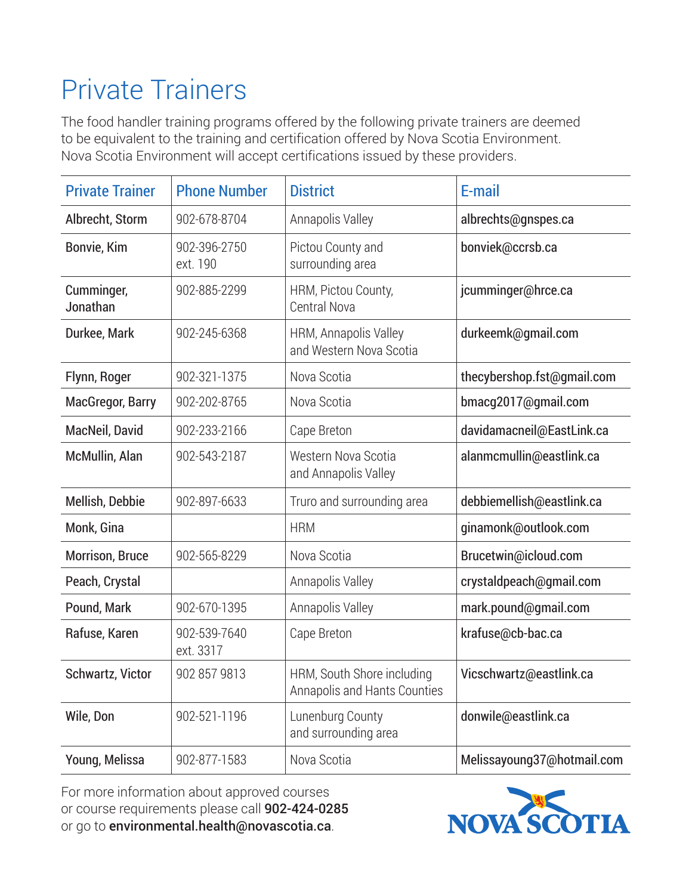# Private Trainers

The food handler training programs offered by the following private trainers are deemed to be equivalent to the training and certification offered by Nova Scotia Environment. Nova Scotia Environment will accept certifications issued by these providers.

| Private Trainer | Phone Number | District | E-mail |
|---|---|---|---|
| Albrecht, Storm | 902-678-8704 | Annapolis Valley | albrechts@gnspes.ca |
| Bonvie, Kim | 902-396-2750 ext. 190 | Pictou County and surrounding area | bonviek@ccrsb.ca |
| Cumminger, Jonathan | 902-885-2299 | HRM, Pictou County, Central Nova | jcumminger@hrce.ca |
| Durkee, Mark | 902-245-6368 | HRM, Annapolis Valley and Western Nova Scotia | durkeemk@gmail.com |
| Flynn, Roger | 902-321-1375 | Nova Scotia | thecybershop.fst@gmail.com |
| MacGregor, Barry | 902-202-8765 | Nova Scotia | bmacg2017@gmail.com |
| MacNeil, David | 902-233-2166 | Cape Breton | davidamacneil@EastLink.ca |
| McMullin, Alan | 902-543-2187 | Western Nova Scotia and Annapolis Valley | alanmcmullin@eastlink.ca |
| Mellish, Debbie | 902-897-6633 | Truro and surrounding area | debbiemellish@eastlink.ca |
| Monk, Gina | | HRM | ginamonk@outlook.com |
| Morrison, Bruce | 902-565-8229 | Nova Scotia | Brucetwin@icloud.com |
| Peach, Crystal | | Annapolis Valley | crystaldpeach@gmail.com |
| Pound, Mark | 902-670-1395 | Annapolis Valley | mark.pound@gmail.com |
| Rafuse, Karen | 902-539-7640 ext. 3317 | Cape Breton | krafuse@cb-bac.ca |
| Schwartz, Victor | 902 857 9813 | HRM, South Shore including Annapolis and Hants Counties | Vicschwartz@eastlink.ca |
| Wile, Don | 902-521-1196 | Lunenburg County and surrounding area | donwile@eastlink.ca |
| Young, Melissa | 902-877-1583 | Nova Scotia | Melissayoung37@hotmail.com |

For more information about approved courses or course requirements please call **902-424-0285** or go to **environmental.health@novascotia.ca**.

NOVA SCOTIA